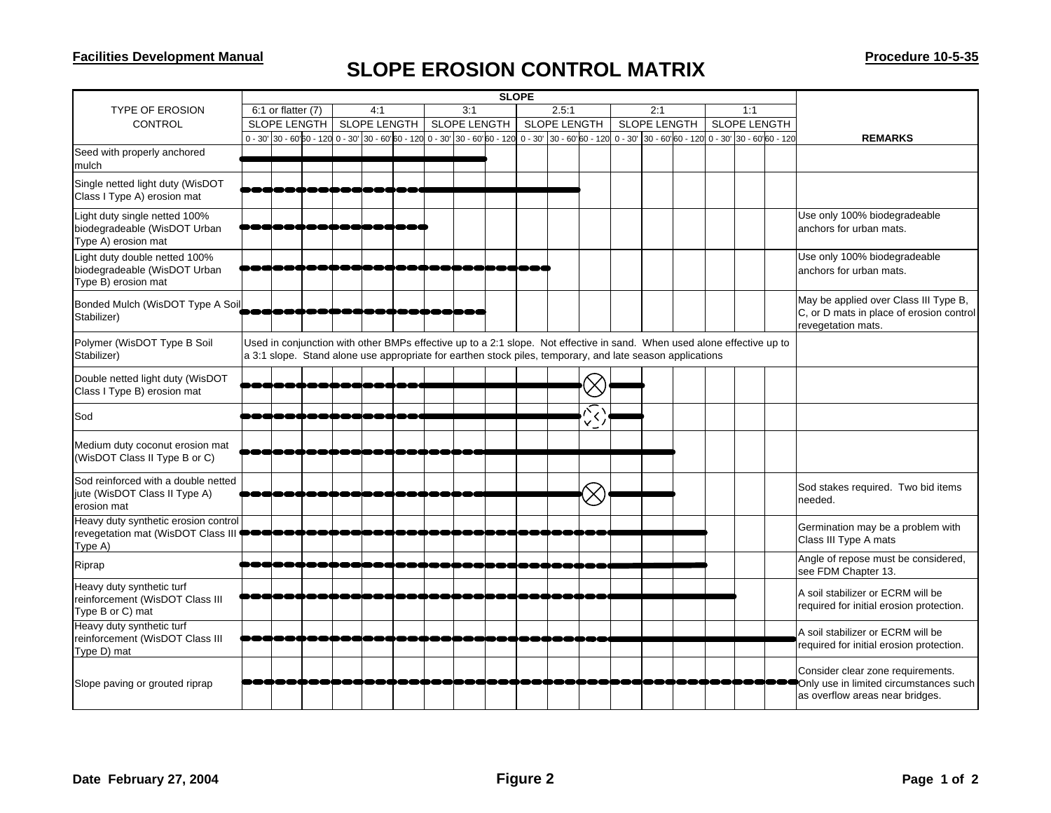# SLOPE EROSION CONTROL MATRIX

In the table below, "——" marks a solid line, "- -" marks a dashed line, "⊗" marks a circled X, and "(⊗)" marks a dashed circled X.

| TYPE OF EROSION CONTROL | SLOPE | | | | | | | | | | | | | | | | | | REMARKS |
|---|---|---|---|---|---|---|---|---|---|---|---|---|---|---|---|---|---|---|---|
| | 6:1 or flatter (7) | | | 4:1 | | | 3:1 | | | 2.5:1 | | | 2:1 | | | 1:1 | | | |
| | SLOPE LENGTH | | | SLOPE LENGTH | | | SLOPE LENGTH | | | SLOPE LENGTH | | | SLOPE LENGTH | | | SLOPE LENGTH | | | |
| | 0 - 30' | 30 - 60' | 60 - 120 | 0 - 30' | 30 - 60' | 60 - 120 | 0 - 30' | 30 - 60' | 60 - 120 | 0 - 30' | 30 - 60' | 60 - 120 | 0 - 30' | 30 - 60' | 60 - 120 | 0 - 30' | 30 - 60' | 60 - 120 | |
| Seed with properly anchored mulch | —— | —— | —— | —— | —— | —— | —— | —— | | | | | | | | | | | |
| Single netted light duty (WisDOT Class I Type A) erosion mat | - - | - - | - - | - - | - - | - - | —— | —— | —— | —— | —— | | | | | | | | |
| Light duty single netted 100% biodegradeable (WisDOT Urban Type A) erosion mat | - - | - - | - - | - - | - - | - - | | | | | | | | | | | | | Use only 100% biodegradeable anchors for urban mats. |
| Light duty double netted 100% biodegradeable (WisDOT Urban Type B) erosion mat | - - | - - | - - | - - | - - | - - | - - | - - | - - | - - | | | | | | | | | Use only 100% biodegradeable anchors for urban mats. |
| Bonded Mulch (WisDOT Type A Soil Stabilizer) | - - | - - | - - | - - | - - | - - | - - | - - | | | | | | | | | | | May be applied over Class III Type B, C, or D mats in place of erosion control revegetation mats. |
| Polymer (WisDOT Type B Soil Stabilizer) | Used in conjunction with other BMPs effective up to a 2:1 slope. Not effective in sand. When used alone effective up to a 3:1 slope. Stand alone use appropriate for earthen stock piles, temporary, and late season applications | | | | | | | | | | | | | | | | | | |
| Double netted light duty (WisDOT Class I Type B) erosion mat | - - | - - | - - | - - | - - | - - | —— | —— | —— | —— | —— | ⊗ | —— | | | | | | |
| Sod | - - | - - | - - | - - | - - | - - | —— | —— | —— | —— | —— | (⊗) | —— | | | | | | |
| Medium duty coconut erosion mat (WisDOT Class II Type B or C) | - - | - - | - - | - - | - - | - - | - - | - - | —— | —— | —— | —— | —— | —— | | | | | |
| Sod reinforced with a double netted jute (WisDOT Class II Type A) erosion mat | - - | - - | - - | - - | - - | - - | - - | - - | —— | —— | —— | ⊗ | —— | —— | | | | | Sod stakes required. Two bid items needed. |
| Heavy duty synthetic erosion control revegetation mat (WisDOT Class III Type A) | - - | - - | - - | - - | - - | - - | - - | - - | - - | - - | - - | - - | —— | —— | —— | | | | Germination may be a problem with Class III Type A mats |
| Riprap | - - | - - | - - | - - | - - | - - | - - | - - | - - | - - | - - | - - | —— | —— | —— | | | | Angle of repose must be considered, see FDM Chapter 13. |
| Heavy duty synthetic turf reinforcement (WisDOT Class III Type B or C) mat | - - | - - | - - | - - | - - | - - | - - | - - | - - | - - | - - | - - | —— | —— | —— | —— | | | A soil stabilizer or ECRM will be required for initial erosion protection. |
| Heavy duty synthetic turf reinforcement (WisDOT Class III Type D) mat | - - | - - | - - | - - | - - | - - | - - | - - | - - | - - | - - | - - | —— | —— | —— | —— | —— | —— | A soil stabilizer or ECRM will be required for initial erosion protection. |
| Slope paving or grouted riprap | - - | - - | - - | - - | - - | - - | - - | - - | - - | - - | - - | - - | - - | - - | - - | - - | - - | - - | Consider clear zone requirements. Only use in limited circumstances such as overflow areas near bridges. |

Date February 27, 2004

Figure 2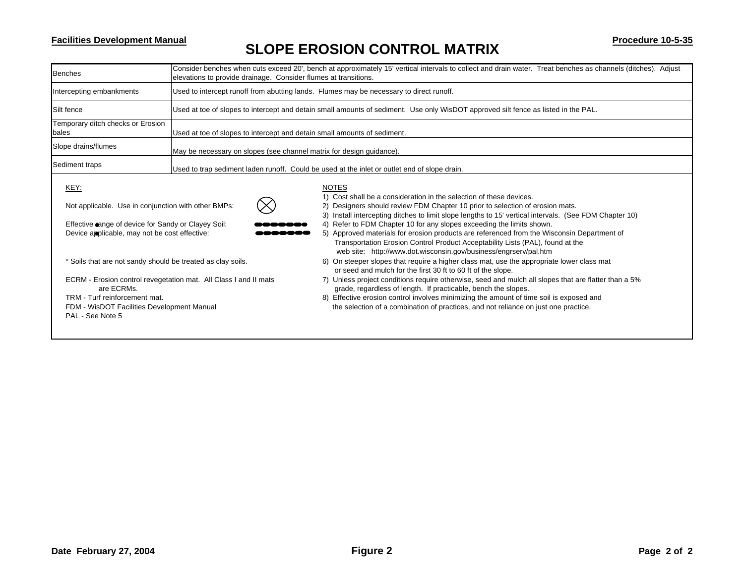# SLOPE EROSION CONTROL MATRIX

| | |
|---|---|
| Benches | Consider benches when cuts exceed 20', bench at approximately 15' vertical intervals to collect and drain water. Treat benches as channels (ditches). Adjust elevations to provide drainage. Consider flumes at transitions. |
| Intercepting embankments | Used to intercept runoff from abutting lands. Flumes may be necessary to direct runoff. |
| Silt fence | Used at toe of slopes to intercept and detain small amounts of sediment. Use only WisDOT approved silt fence as listed in the PAL. |
| Temporary ditch checks or Erosion bales | Used at toe of slopes to intercept and detain small amounts of sediment. |
| Slope drains/flumes | May be necessary on slopes (see channel matrix for design guidance). |
| Sediment traps | Used to trap sediment laden runoff. Could be used at the inlet or outlet end of slope drain. |

KEY:

Not applicable. Use in conjunction with other BMPs: ⊗

Effective range of device for Sandy or Clayey Soil: ●●●●●●●

Device applicable, may not be cost effective: ▬▬▬▬▬▬▬

\* Soils that are not sandy should be treated as clay soils.

ECRM - Erosion control revegetation mat. All Class I and II mats are ECRMs.
TRM - Turf reinforcement mat.
FDM - WisDOT Facilities Development Manual
PAL - See Note 5

NOTES

1) Cost shall be a consideration in the selection of these devices.
2) Designers should review FDM Chapter 10 prior to selection of erosion mats.
3) Install intercepting ditches to limit slope lengths to 15' vertical intervals. (See FDM Chapter 10)
4) Refer to FDM Chapter 10 for any slopes exceeding the limits shown.
5) Approved materials for erosion products are referenced from the Wisconsin Department of Transportation Erosion Control Product Acceptability Lists (PAL), found at the web site: http://www.dot.wisconsin.gov/business/engrserv/pal.htm
6) On steeper slopes that require a higher class mat, use the appropriate lower class mat or seed and mulch for the first 30 ft to 60 ft of the slope.
7) Unless project conditions require otherwise, seed and mulch all slopes that are flatter than a 5% grade, regardless of length. If practicable, bench the slopes.
8) Effective erosion control involves minimizing the amount of time soil is exposed and the selection of a combination of practices, and not reliance on just one practice.

Figure 2